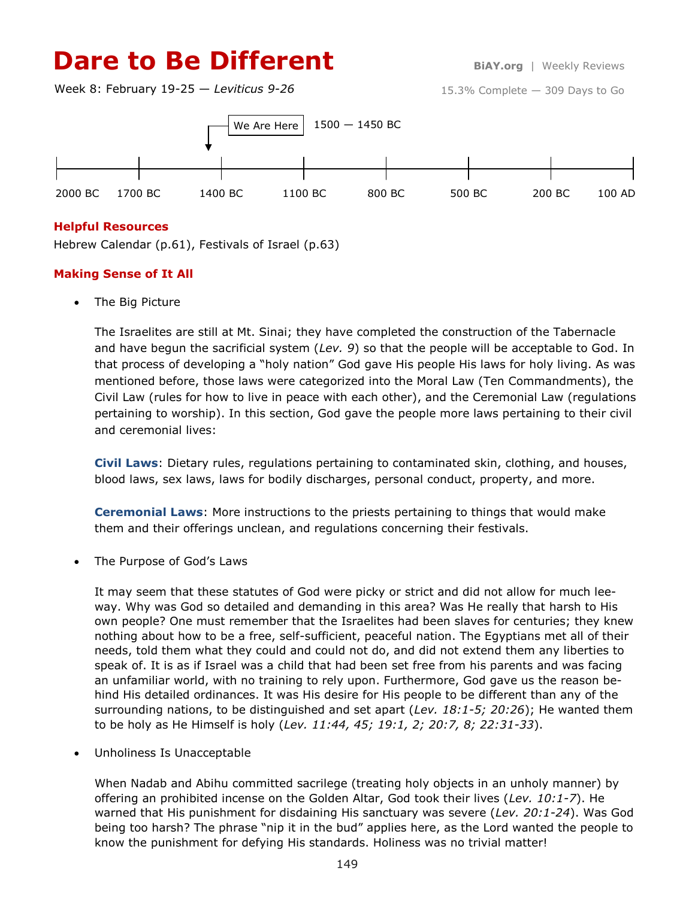# Dare to Be Different

BiAY.org | Weekly Reviews

Week 8: February 19-25 — *Leviticus 9-26*

15.3% Complete — 309 Days to Go

We Are Here — 1500 — 1450 BC

2000 BC | 1700 BC | 1400 BC | 1100 BC | 800 BC | 500 BC | 200 BC | 100 AD

## Helpful Resources

Hebrew Calendar (p.61), Festivals of Israel (p.63)

## Making Sense of It All

- The Big Picture

  The Israelites are still at Mt. Sinai; they have completed the construction of the Tabernacle and have begun the sacrificial system (*Lev. 9*) so that the people will be acceptable to God. In that process of developing a "holy nation" God gave His people His laws for holy living. As was mentioned before, those laws were categorized into the Moral Law (Ten Commandments), the Civil Law (rules for how to live in peace with each other), and the Ceremonial Law (regulations pertaining to worship). In this section, God gave the people more laws pertaining to their civil and ceremonial lives:

  **Civil Laws**: Dietary rules, regulations pertaining to contaminated skin, clothing, and houses, blood laws, sex laws, laws for bodily discharges, personal conduct, property, and more.

  **Ceremonial Laws**: More instructions to the priests pertaining to things that would make them and their offerings unclean, and regulations concerning their festivals.

- The Purpose of God's Laws

  It may seem that these statutes of God were picky or strict and did not allow for much leeway. Why was God so detailed and demanding in this area? Was He really that harsh to His own people? One must remember that the Israelites had been slaves for centuries; they knew nothing about how to be a free, self-sufficient, peaceful nation. The Egyptians met all of their needs, told them what they could and could not do, and did not extend them any liberties to speak of. It is as if Israel was a child that had been set free from his parents and was facing an unfamiliar world, with no training to rely upon. Furthermore, God gave us the reason behind His detailed ordinances. It was His desire for His people to be different than any of the surrounding nations, to be distinguished and set apart (*Lev. 18:1-5; 20:26*); He wanted them to be holy as He Himself is holy (*Lev. 11:44, 45; 19:1, 2; 20:7, 8; 22:31-33*).

- Unholiness Is Unacceptable

  When Nadab and Abihu committed sacrilege (treating holy objects in an unholy manner) by offering an prohibited incense on the Golden Altar, God took their lives (*Lev. 10:1-7*). He warned that His punishment for disdaining His sanctuary was severe (*Lev. 20:1-24*). Was God being too harsh? The phrase "nip it in the bud" applies here, as the Lord wanted the people to know the punishment for defying His standards. Holiness was no trivial matter!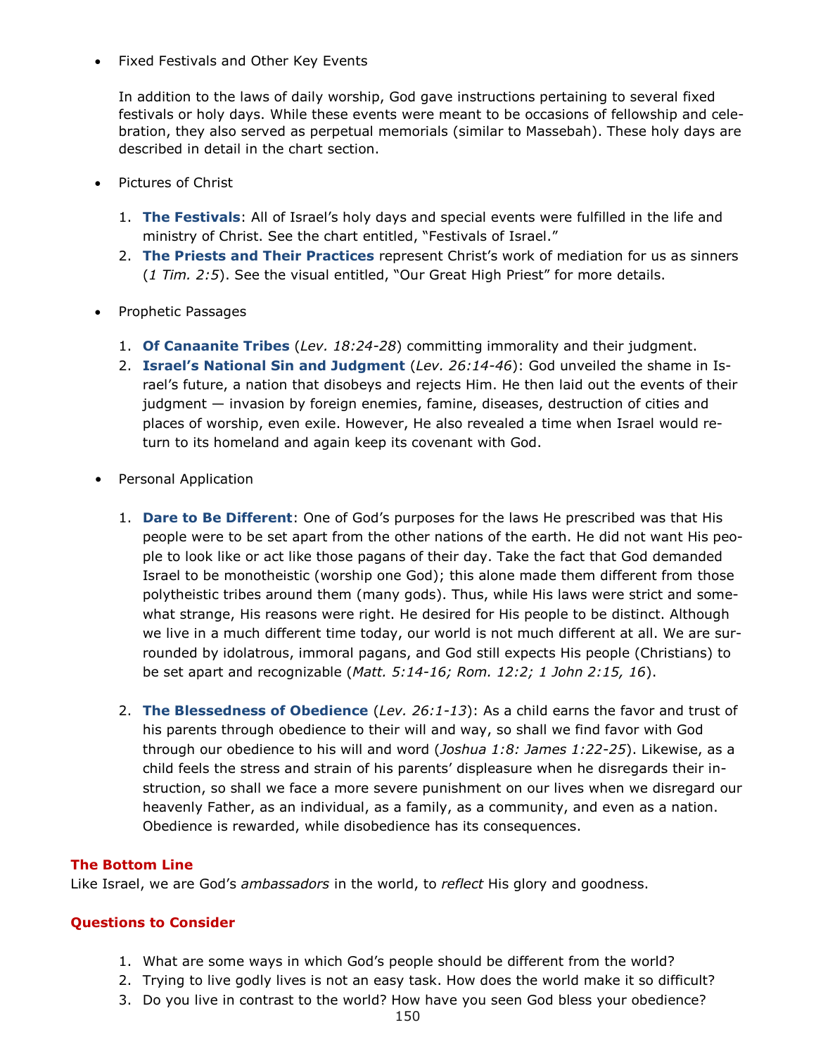- Fixed Festivals and Other Key Events

  In addition to the laws of daily worship, God gave instructions pertaining to several fixed festivals or holy days. While these events were meant to be occasions of fellowship and celebration, they also served as perpetual memorials (similar to Massebah). These holy days are described in detail in the chart section.

- Pictures of Christ

  1. **The Festivals**: All of Israel's holy days and special events were fulfilled in the life and ministry of Christ. See the chart entitled, "Festivals of Israel."
  2. **The Priests and Their Practices** represent Christ's work of mediation for us as sinners (*1 Tim. 2:5*). See the visual entitled, "Our Great High Priest" for more details.

- Prophetic Passages

  1. **Of Canaanite Tribes** (*Lev. 18:24-28*) committing immorality and their judgment.
  2. **Israel's National Sin and Judgment** (*Lev. 26:14-46*): God unveiled the shame in Israel's future, a nation that disobeys and rejects Him. He then laid out the events of their judgment — invasion by foreign enemies, famine, diseases, destruction of cities and places of worship, even exile. However, He also revealed a time when Israel would return to its homeland and again keep its covenant with God.

- Personal Application

  1. **Dare to Be Different**: One of God's purposes for the laws He prescribed was that His people were to be set apart from the other nations of the earth. He did not want His people to look like or act like those pagans of their day. Take the fact that God demanded Israel to be monotheistic (worship one God); this alone made them different from those polytheistic tribes around them (many gods). Thus, while His laws were strict and somewhat strange, His reasons were right. He desired for His people to be distinct. Although we live in a much different time today, our world is not much different at all. We are surrounded by idolatrous, immoral pagans, and God still expects His people (Christians) to be set apart and recognizable (*Matt. 5:14-16; Rom. 12:2; 1 John 2:15, 16*).

  2. **The Blessedness of Obedience** (*Lev. 26:1-13*): As a child earns the favor and trust of his parents through obedience to their will and way, so shall we find favor with God through our obedience to his will and word (*Joshua 1:8: James 1:22-25*). Likewise, as a child feels the stress and strain of his parents' displeasure when he disregards their instruction, so shall we face a more severe punishment on our lives when we disregard our heavenly Father, as an individual, as a family, as a community, and even as a nation. Obedience is rewarded, while disobedience has its consequences.

### The Bottom Line

Like Israel, we are God's *ambassadors* in the world, to *reflect* His glory and goodness.

### Questions to Consider

1. What are some ways in which God's people should be different from the world?
2. Trying to live godly lives is not an easy task. How does the world make it so difficult?
3. Do you live in contrast to the world? How have you seen God bless your obedience?